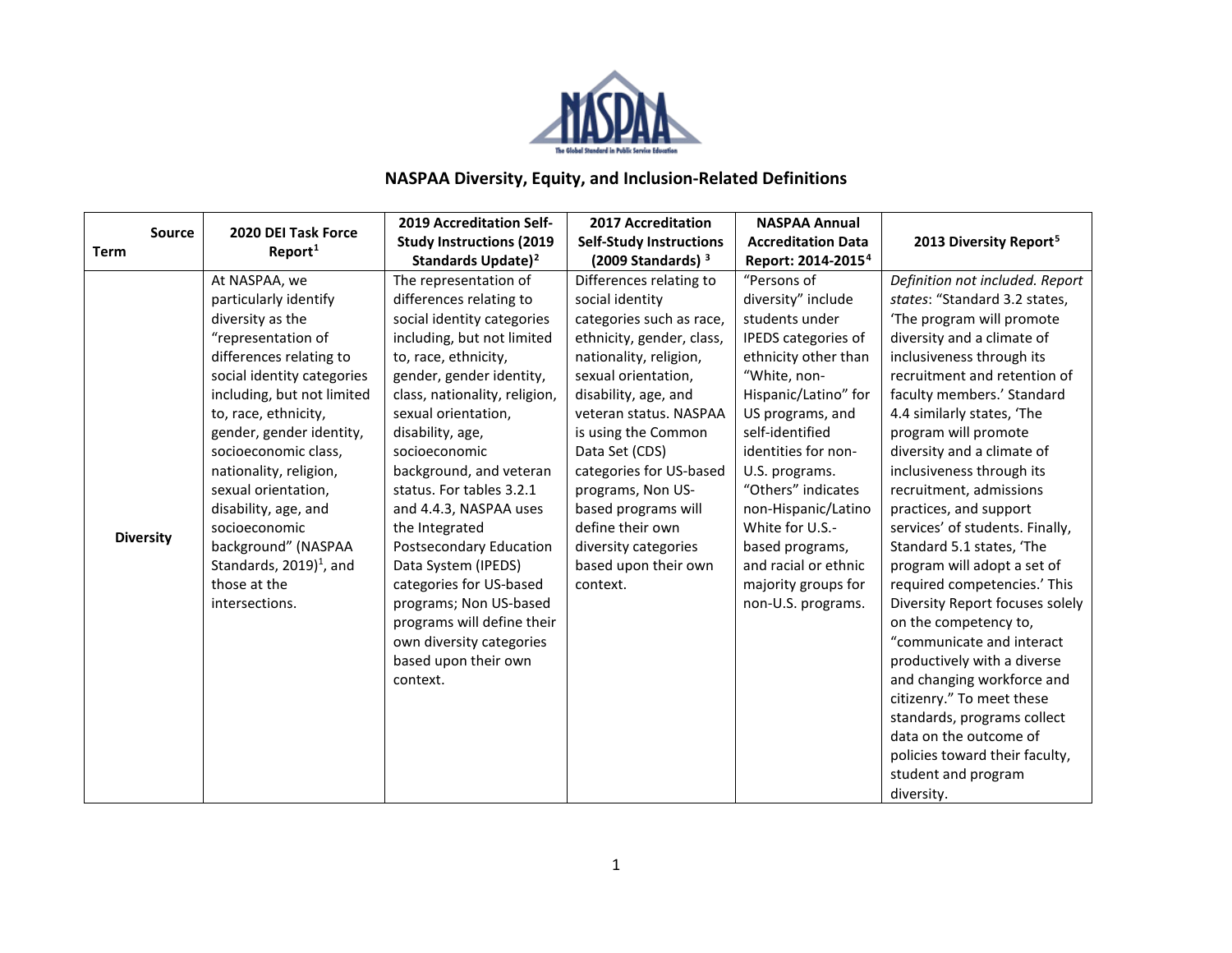# NASPAA Diversity, Equity, and Inclusion-Related Definitions

| Source / Term | 2020 DEI Task Force Report[1] | 2019 Accreditation Self-Study Instructions (2019 Standards Update)[2] | 2017 Accreditation Self-Study Instructions (2009 Standards) [3] | NASPAA Annual Accreditation Data Report: 2014-2015[4] | 2013 Diversity Report[5] |
|---|---|---|---|---|---|
| **Diversity** | At NASPAA, we particularly identify diversity as the "representation of differences relating to social identity categories including, but not limited to, race, ethnicity, gender, gender identity, socioeconomic class, nationality, religion, sexual orientation, disability, age, and socioeconomic background" (NASPAA Standards, 2019)[1], and those at the intersections. | The representation of differences relating to social identity categories including, but not limited to, race, ethnicity, gender, gender identity, class, nationality, religion, sexual orientation, disability, age, socioeconomic background, and veteran status. For tables 3.2.1 and 4.4.3, NASPAA uses the Integrated Postsecondary Education Data System (IPEDS) categories for US-based programs; Non US-based programs will define their own diversity categories based upon their own context. | Differences relating to social identity categories such as race, ethnicity, gender, class, nationality, religion, sexual orientation, disability, age, and veteran status. NASPAA is using the Common Data Set (CDS) categories for US-based programs, Non US-based programs will define their own diversity categories based upon their own context. | "Persons of diversity" include students under IPEDS categories of ethnicity other than "White, non-Hispanic/Latino" for US programs, and self-identified identities for non-U.S. programs. "Others" indicates non-Hispanic/Latino White for U.S.-based programs, and racial or ethnic majority groups for non-U.S. programs. | *Definition not included. Report states*: "Standard 3.2 states, 'The program will promote diversity and a climate of inclusiveness through its recruitment and retention of faculty members.' Standard 4.4 similarly states, 'The program will promote diversity and a climate of inclusiveness through its recruitment, admissions practices, and support services' of students. Finally, Standard 5.1 states, 'The program will adopt a set of required competencies.' This Diversity Report focuses solely on the competency to, "communicate and interact productively with a diverse and changing workforce and citizenry." To meet these standards, programs collect data on the outcome of policies toward their faculty, student and program diversity. |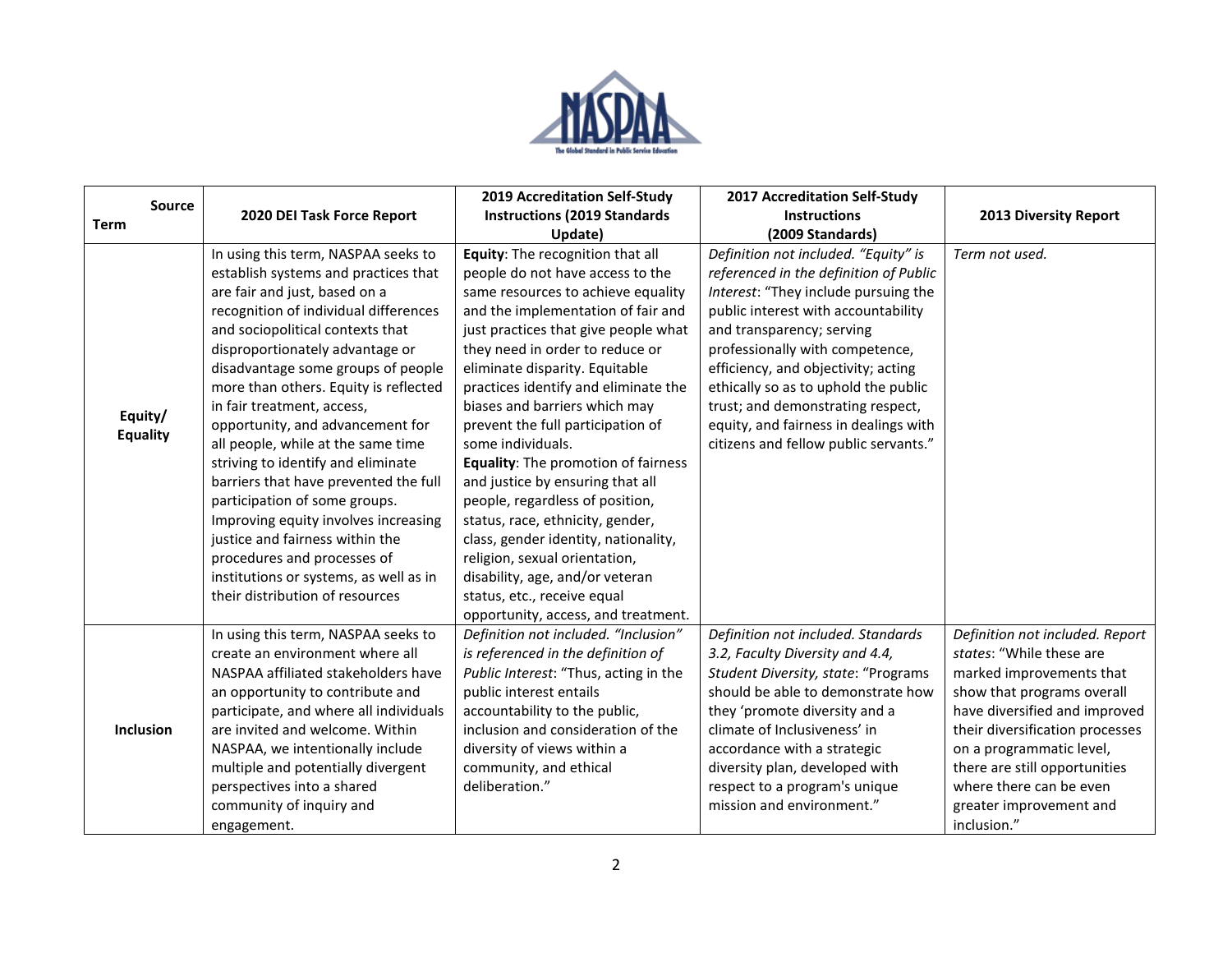| Source / Term | 2020 DEI Task Force Report | 2019 Accreditation Self-Study Instructions (2019 Standards Update) | 2017 Accreditation Self-Study Instructions (2009 Standards) | 2013 Diversity Report |
|---|---|---|---|---|
| **Equity/ Equality** | In using this term, NASPAA seeks to establish systems and practices that are fair and just, based on a recognition of individual differences and sociopolitical contexts that disproportionately advantage or disadvantage some groups of people more than others. Equity is reflected in fair treatment, access, opportunity, and advancement for all people, while at the same time striving to identify and eliminate barriers that have prevented the full participation of some groups. Improving equity involves increasing justice and fairness within the procedures and processes of institutions or systems, as well as in their distribution of resources | **Equity**: The recognition that all people do not have access to the same resources to achieve equality and the implementation of fair and just practices that give people what they need in order to reduce or eliminate disparity. Equitable practices identify and eliminate the biases and barriers which may prevent the full participation of some individuals. **Equality**: The promotion of fairness and justice by ensuring that all people, regardless of position, status, race, ethnicity, gender, class, gender identity, nationality, religion, sexual orientation, disability, age, and/or veteran status, etc., receive equal opportunity, access, and treatment. | *Definition not included. "Equity" is referenced in the definition of Public Interest*: "They include pursuing the public interest with accountability and transparency; serving professionally with competence, efficiency, and objectivity; acting ethically so as to uphold the public trust; and demonstrating respect, equity, and fairness in dealings with citizens and fellow public servants." | *Term not used.* |
| **Inclusion** | In using this term, NASPAA seeks to create an environment where all NASPAA affiliated stakeholders have an opportunity to contribute and participate, and where all individuals are invited and welcome. Within NASPAA, we intentionally include multiple and potentially divergent perspectives into a shared community of inquiry and engagement. | *Definition not included. "Inclusion" is referenced in the definition of Public Interest*: "Thus, acting in the public interest entails accountability to the public, inclusion and consideration of the diversity of views within a community, and ethical deliberation." | *Definition not included. Standards 3.2, Faculty Diversity and 4.4, Student Diversity, state*: "Programs should be able to demonstrate how they 'promote diversity and a climate of Inclusiveness' in accordance with a strategic diversity plan, developed with respect to a program's unique mission and environment." | *Definition not included. Report states*: "While these are marked improvements that show that programs overall have diversified and improved their diversification processes on a programmatic level, there are still opportunities where there can be even greater improvement and inclusion." |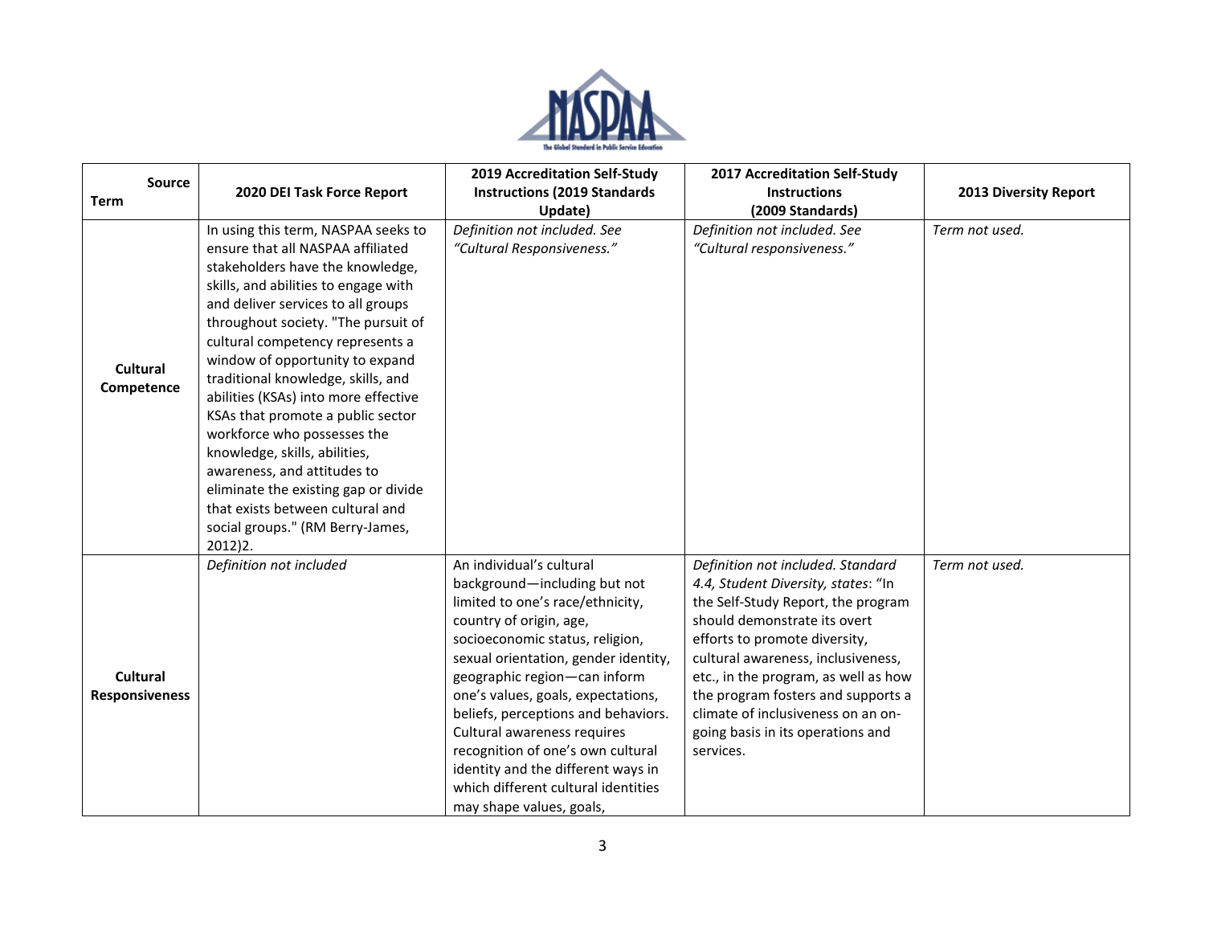| Source<br>Term | 2020 DEI Task Force Report | 2019 Accreditation Self-Study Instructions (2019 Standards Update) | 2017 Accreditation Self-Study Instructions (2009 Standards) | 2013 Diversity Report |
|---|---|---|---|---|
| **Cultural Competence** | In using this term, NASPAA seeks to ensure that all NASPAA affiliated stakeholders have the knowledge, skills, and abilities to engage with and deliver services to all groups throughout society. "The pursuit of cultural competency represents a window of opportunity to expand traditional knowledge, skills, and abilities (KSAs) into more effective KSAs that promote a public sector workforce who possesses the knowledge, skills, abilities, awareness, and attitudes to eliminate the existing gap or divide that exists between cultural and social groups." (RM Berry-James, 2012)2. | *Definition not included. See "Cultural Responsiveness."* | *Definition not included. See "Cultural responsiveness."* | *Term not used.* |
| **Cultural Responsiveness** | *Definition not included* | An individual's cultural background—including but not limited to one's race/ethnicity, country of origin, age, socioeconomic status, religion, sexual orientation, gender identity, geographic region—can inform one's values, goals, expectations, beliefs, perceptions and behaviors. Cultural awareness requires recognition of one's own cultural identity and the different ways in which different cultural identities may shape values, goals, | *Definition not included. Standard 4.4, Student Diversity, states*: "In the Self-Study Report, the program should demonstrate its overt efforts to promote diversity, cultural awareness, inclusiveness, etc., in the program, as well as how the program fosters and supports a climate of inclusiveness on an on-going basis in its operations and services. | *Term not used.* |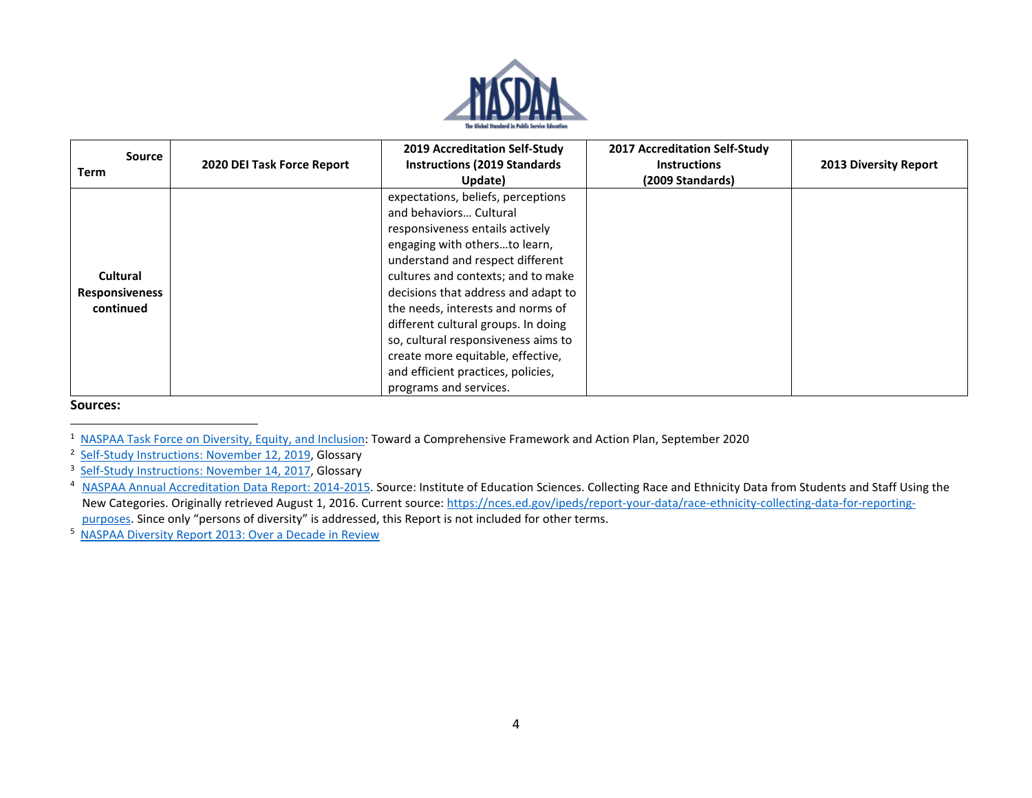| Source / Term | 2020 DEI Task Force Report | 2019 Accreditation Self-Study Instructions (2019 Standards Update) | 2017 Accreditation Self-Study Instructions (2009 Standards) | 2013 Diversity Report |
|---|---|---|---|---|
| **Cultural Responsiveness continued** | | expectations, beliefs, perceptions and behaviors… Cultural responsiveness entails actively engaging with others…to learn, understand and respect different cultures and contexts; and to make decisions that address and adapt to the needs, interests and norms of different cultural groups. In doing so, cultural responsiveness aims to create more equitable, effective, and efficient practices, policies, programs and services. | | |

**Sources:**

[1] NASPAA Task Force on Diversity, Equity, and Inclusion: Toward a Comprehensive Framework and Action Plan, September 2020

[2] Self-Study Instructions: November 12, 2019, Glossary

[3] Self-Study Instructions: November 14, 2017, Glossary

[4] NASPAA Annual Accreditation Data Report: 2014-2015. Source: Institute of Education Sciences. Collecting Race and Ethnicity Data from Students and Staff Using the New Categories. Originally retrieved August 1, 2016. Current source: https://nces.ed.gov/ipeds/report-your-data/race-ethnicity-collecting-data-for-reporting-purposes. Since only "persons of diversity" is addressed, this Report is not included for other terms.

[5] NASPAA Diversity Report 2013: Over a Decade in Review